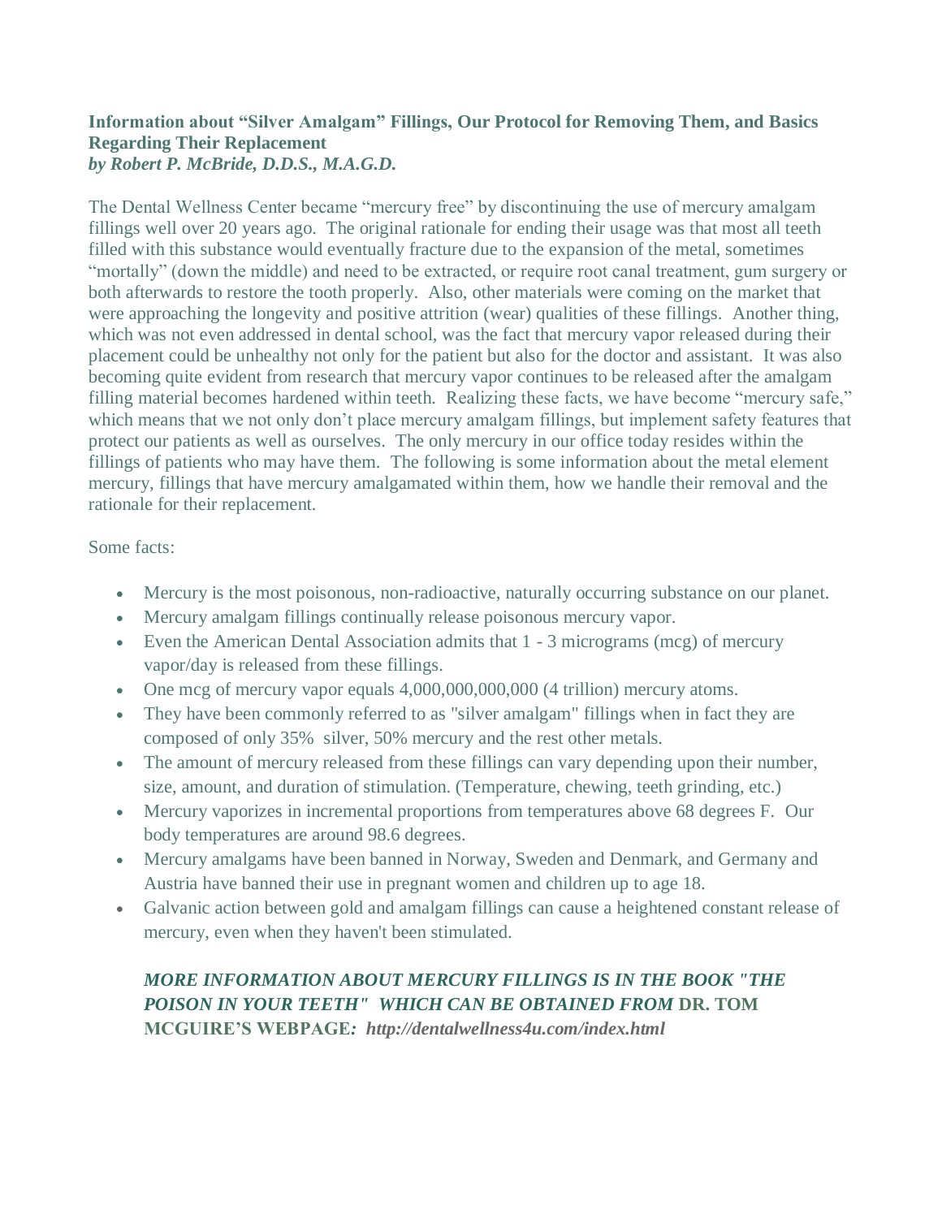## Information about "Silver Amalgam" Fillings, Our Protocol for Removing Them, and Basics Regarding Their Replacement

***by Robert P. McBride, D.D.S., M.A.G.D.***

The Dental Wellness Center became "mercury free" by discontinuing the use of mercury amalgam fillings well over 20 years ago. The original rationale for ending their usage was that most all teeth filled with this substance would eventually fracture due to the expansion of the metal, sometimes "mortally" (down the middle) and need to be extracted, or require root canal treatment, gum surgery or both afterwards to restore the tooth properly. Also, other materials were coming on the market that were approaching the longevity and positive attrition (wear) qualities of these fillings. Another thing, which was not even addressed in dental school, was the fact that mercury vapor released during their placement could be unhealthy not only for the patient but also for the doctor and assistant. It was also becoming quite evident from research that mercury vapor continues to be released after the amalgam filling material becomes hardened within teeth. Realizing these facts, we have become "mercury safe," which means that we not only don't place mercury amalgam fillings, but implement safety features that protect our patients as well as ourselves. The only mercury in our office today resides within the fillings of patients who may have them. The following is some information about the metal element mercury, fillings that have mercury amalgamated within them, how we handle their removal and the rationale for their replacement.

Some facts:

- Mercury is the most poisonous, non-radioactive, naturally occurring substance on our planet.
- Mercury amalgam fillings continually release poisonous mercury vapor.
- Even the American Dental Association admits that 1 - 3 micrograms (mcg) of mercury vapor/day is released from these fillings.
- One mcg of mercury vapor equals 4,000,000,000,000 (4 trillion) mercury atoms.
- They have been commonly referred to as "silver amalgam" fillings when in fact they are composed of only 35% silver, 50% mercury and the rest other metals.
- The amount of mercury released from these fillings can vary depending upon their number, size, amount, and duration of stimulation. (Temperature, chewing, teeth grinding, etc.)
- Mercury vaporizes in incremental proportions from temperatures above 68 degrees F. Our body temperatures are around 98.6 degrees.
- Mercury amalgams have been banned in Norway, Sweden and Denmark, and Germany and Austria have banned their use in pregnant women and children up to age 18.
- Galvanic action between gold and amalgam fillings can cause a heightened constant release of mercury, even when they haven't been stimulated.

***MORE INFORMATION ABOUT MERCURY FILLINGS IS IN THE BOOK "THE POISON IN YOUR TEETH" WHICH CAN BE OBTAINED FROM* DR. TOM MCGUIRE'S WEBPAGE*: http://dentalwellness4u.com/index.html***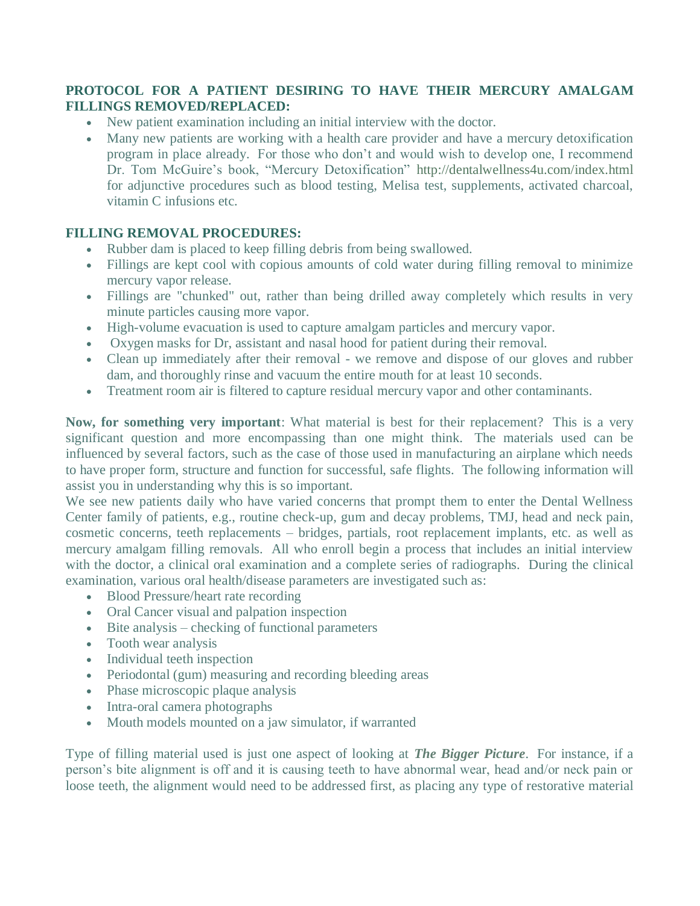**PROTOCOL FOR A PATIENT DESIRING TO HAVE THEIR MERCURY AMALGAM FILLINGS REMOVED/REPLACED:**

- New patient examination including an initial interview with the doctor.
- Many new patients are working with a health care provider and have a mercury detoxification program in place already. For those who don't and would wish to develop one, I recommend Dr. Tom McGuire's book, "Mercury Detoxification" http://dentalwellness4u.com/index.html for adjunctive procedures such as blood testing, Melisa test, supplements, activated charcoal, vitamin C infusions etc.

**FILLING REMOVAL PROCEDURES:**

- Rubber dam is placed to keep filling debris from being swallowed.
- Fillings are kept cool with copious amounts of cold water during filling removal to minimize mercury vapor release.
- Fillings are "chunked" out, rather than being drilled away completely which results in very minute particles causing more vapor.
- High-volume evacuation is used to capture amalgam particles and mercury vapor.
- Oxygen masks for Dr, assistant and nasal hood for patient during their removal.
- Clean up immediately after their removal - we remove and dispose of our gloves and rubber dam, and thoroughly rinse and vacuum the entire mouth for at least 10 seconds.
- Treatment room air is filtered to capture residual mercury vapor and other contaminants.

**Now, for something very important**: What material is best for their replacement? This is a very significant question and more encompassing than one might think. The materials used can be influenced by several factors, such as the case of those used in manufacturing an airplane which needs to have proper form, structure and function for successful, safe flights. The following information will assist you in understanding why this is so important.

We see new patients daily who have varied concerns that prompt them to enter the Dental Wellness Center family of patients, e.g., routine check-up, gum and decay problems, TMJ, head and neck pain, cosmetic concerns, teeth replacements – bridges, partials, root replacement implants, etc. as well as mercury amalgam filling removals. All who enroll begin a process that includes an initial interview with the doctor, a clinical oral examination and a complete series of radiographs. During the clinical examination, various oral health/disease parameters are investigated such as:

- Blood Pressure/heart rate recording
- Oral Cancer visual and palpation inspection
- Bite analysis – checking of functional parameters
- Tooth wear analysis
- Individual teeth inspection
- Periodontal (gum) measuring and recording bleeding areas
- Phase microscopic plaque analysis
- Intra-oral camera photographs
- Mouth models mounted on a jaw simulator, if warranted

Type of filling material used is just one aspect of looking at ***The Bigger Picture***. For instance, if a person's bite alignment is off and it is causing teeth to have abnormal wear, head and/or neck pain or loose teeth, the alignment would need to be addressed first, as placing any type of restorative material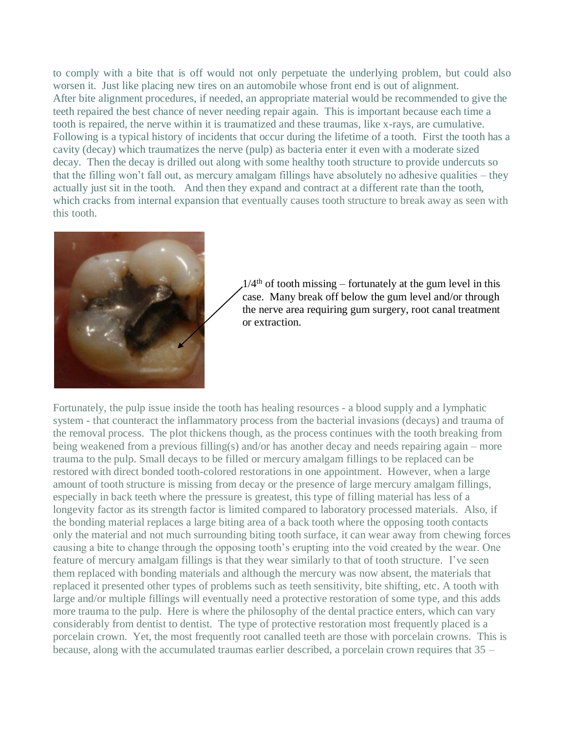to comply with a bite that is off would not only perpetuate the underlying problem, but could also worsen it. Just like placing new tires on an automobile whose front end is out of alignment. After bite alignment procedures, if needed, an appropriate material would be recommended to give the teeth repaired the best chance of never needing repair again. This is important because each time a tooth is repaired, the nerve within it is traumatized and these traumas, like x-rays, are cumulative. Following is a typical history of incidents that occur during the lifetime of a tooth. First the tooth has a cavity (decay) which traumatizes the nerve (pulp) as bacteria enter it even with a moderate sized decay. Then the decay is drilled out along with some healthy tooth structure to provide undercuts so that the filling won't fall out, as mercury amalgam fillings have absolutely no adhesive qualities – they actually just sit in the tooth. And then they expand and contract at a different rate than the tooth, which cracks from internal expansion that eventually causes tooth structure to break away as seen with this tooth.

1/4th of tooth missing – fortunately at the gum level in this case. Many break off below the gum level and/or through the nerve area requiring gum surgery, root canal treatment or extraction.

Fortunately, the pulp issue inside the tooth has healing resources - a blood supply and a lymphatic system - that counteract the inflammatory process from the bacterial invasions (decays) and trauma of the removal process. The plot thickens though, as the process continues with the tooth breaking from being weakened from a previous filling(s) and/or has another decay and needs repairing again – more trauma to the pulp. Small decays to be filled or mercury amalgam fillings to be replaced can be restored with direct bonded tooth-colored restorations in one appointment. However, when a large amount of tooth structure is missing from decay or the presence of large mercury amalgam fillings, especially in back teeth where the pressure is greatest, this type of filling material has less of a longevity factor as its strength factor is limited compared to laboratory processed materials. Also, if the bonding material replaces a large biting area of a back tooth where the opposing tooth contacts only the material and not much surrounding biting tooth surface, it can wear away from chewing forces causing a bite to change through the opposing tooth's erupting into the void created by the wear. One feature of mercury amalgam fillings is that they wear similarly to that of tooth structure. I've seen them replaced with bonding materials and although the mercury was now absent, the materials that replaced it presented other types of problems such as teeth sensitivity, bite shifting, etc. A tooth with large and/or multiple fillings will eventually need a protective restoration of some type, and this adds more trauma to the pulp. Here is where the philosophy of the dental practice enters, which can vary considerably from dentist to dentist. The type of protective restoration most frequently placed is a porcelain crown. Yet, the most frequently root canalled teeth are those with porcelain crowns. This is because, along with the accumulated traumas earlier described, a porcelain crown requires that 35 –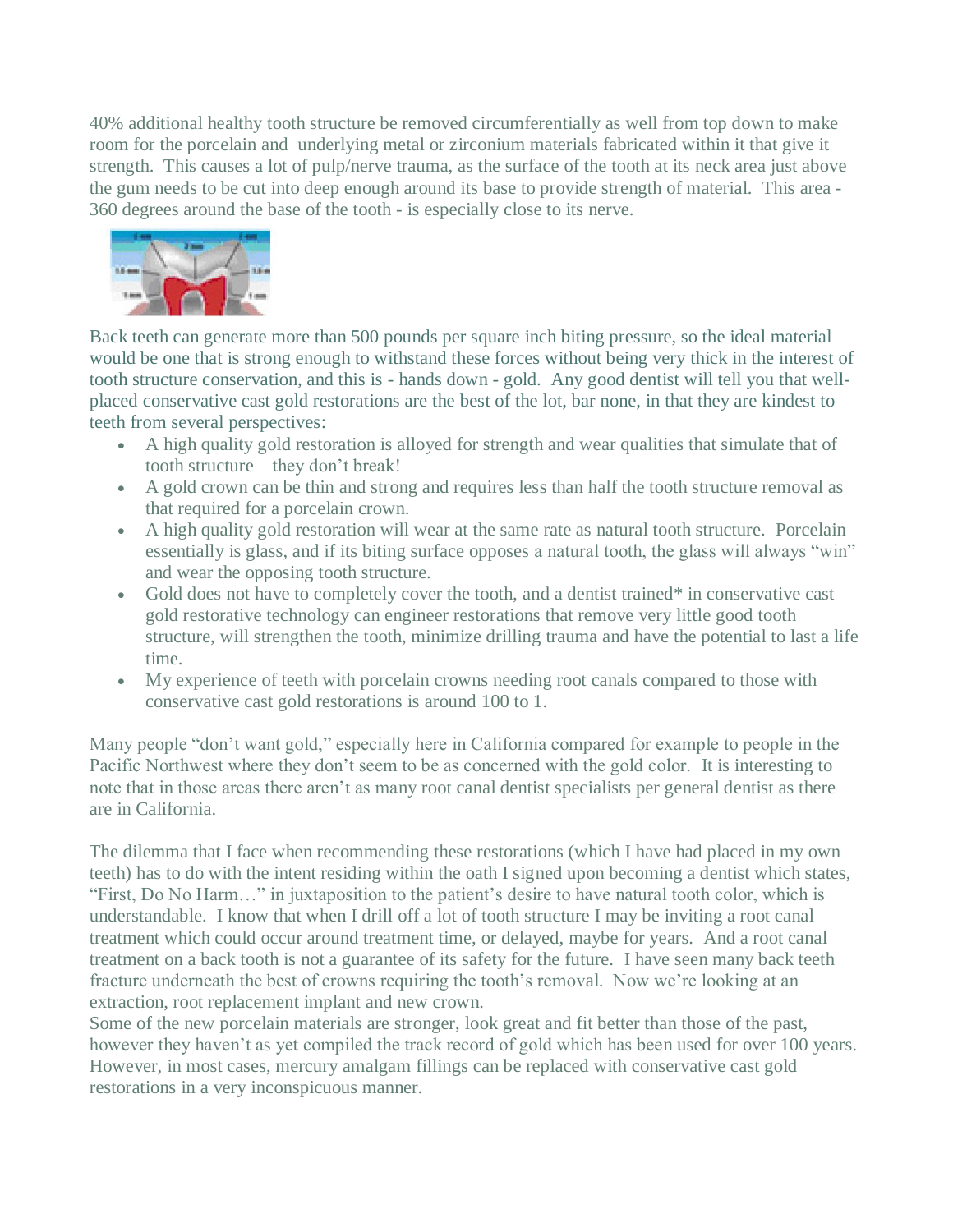40% additional healthy tooth structure be removed circumferentially as well from top down to make room for the porcelain and underlying metal or zirconium materials fabricated within it that give it strength. This causes a lot of pulp/nerve trauma, as the surface of the tooth at its neck area just above the gum needs to be cut into deep enough around its base to provide strength of material. This area - 360 degrees around the base of the tooth - is especially close to its nerve.

Back teeth can generate more than 500 pounds per square inch biting pressure, so the ideal material would be one that is strong enough to withstand these forces without being very thick in the interest of tooth structure conservation, and this is - hands down - gold. Any good dentist will tell you that well-placed conservative cast gold restorations are the best of the lot, bar none, in that they are kindest to teeth from several perspectives:

- A high quality gold restoration is alloyed for strength and wear qualities that simulate that of tooth structure – they don't break!
- A gold crown can be thin and strong and requires less than half the tooth structure removal as that required for a porcelain crown.
- A high quality gold restoration will wear at the same rate as natural tooth structure. Porcelain essentially is glass, and if its biting surface opposes a natural tooth, the glass will always "win" and wear the opposing tooth structure.
- Gold does not have to completely cover the tooth, and a dentist trained* in conservative cast gold restorative technology can engineer restorations that remove very little good tooth structure, will strengthen the tooth, minimize drilling trauma and have the potential to last a life time.
- My experience of teeth with porcelain crowns needing root canals compared to those with conservative cast gold restorations is around 100 to 1.

Many people "don't want gold," especially here in California compared for example to people in the Pacific Northwest where they don't seem to be as concerned with the gold color. It is interesting to note that in those areas there aren't as many root canal dentist specialists per general dentist as there are in California.

The dilemma that I face when recommending these restorations (which I have had placed in my own teeth) has to do with the intent residing within the oath I signed upon becoming a dentist which states, "First, Do No Harm…" in juxtaposition to the patient's desire to have natural tooth color, which is understandable. I know that when I drill off a lot of tooth structure I may be inviting a root canal treatment which could occur around treatment time, or delayed, maybe for years. And a root canal treatment on a back tooth is not a guarantee of its safety for the future. I have seen many back teeth fracture underneath the best of crowns requiring the tooth's removal. Now we're looking at an extraction, root replacement implant and new crown.
Some of the new porcelain materials are stronger, look great and fit better than those of the past, however they haven't as yet compiled the track record of gold which has been used for over 100 years. However, in most cases, mercury amalgam fillings can be replaced with conservative cast gold restorations in a very inconspicuous manner.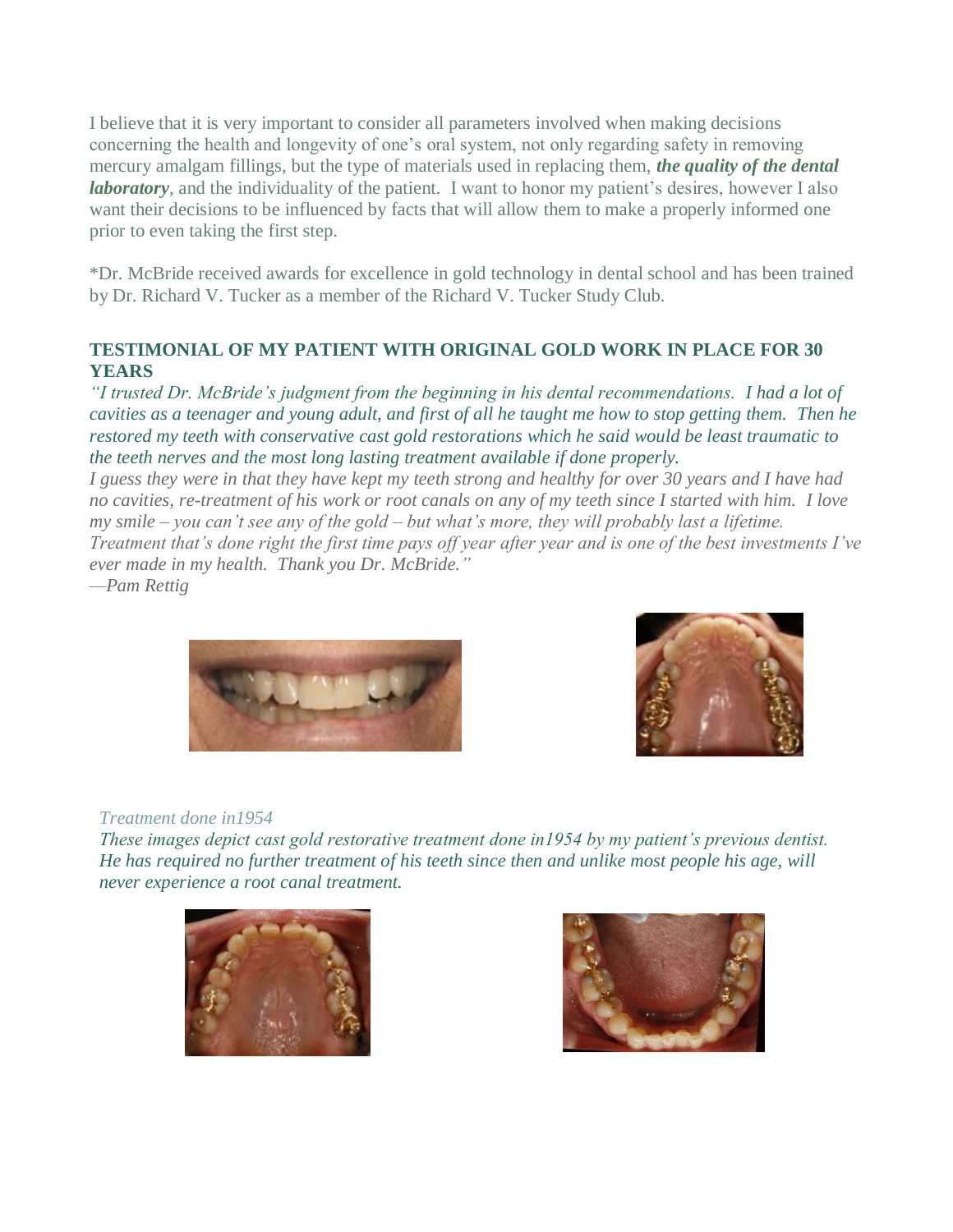I believe that it is very important to consider all parameters involved when making decisions concerning the health and longevity of one's oral system, not only regarding safety in removing mercury amalgam fillings, but the type of materials used in replacing them, ***the quality of the dental laboratory***, and the individuality of the patient. I want to honor my patient's desires, however I also want their decisions to be influenced by facts that will allow them to make a properly informed one prior to even taking the first step.

*Dr. McBride received awards for excellence in gold technology in dental school and has been trained by Dr. Richard V. Tucker as a member of the Richard V. Tucker Study Club.

### TESTIMONIAL OF MY PATIENT WITH ORIGINAL GOLD WORK IN PLACE FOR 30 YEARS

*"I trusted Dr. McBride's judgment from the beginning in his dental recommendations. I had a lot of cavities as a teenager and young adult, and first of all he taught me how to stop getting them. Then he restored my teeth with conservative cast gold restorations which he said would be least traumatic to the teeth nerves and the most long lasting treatment available if done properly.*
*I guess they were in that they have kept my teeth strong and healthy for over 30 years and I have had no cavities, re-treatment of his work or root canals on any of my teeth since I started with him. I love my smile – you can't see any of the gold – but what's more, they will probably last a lifetime. Treatment that's done right the first time pays off year after year and is one of the best investments I've ever made in my health. Thank you Dr. McBride."*
*—Pam Rettig*

*Treatment done in1954*

*These images depict cast gold restorative treatment done in1954 by my patient's previous dentist. He has required no further treatment of his teeth since then and unlike most people his age, will never experience a root canal treatment.*